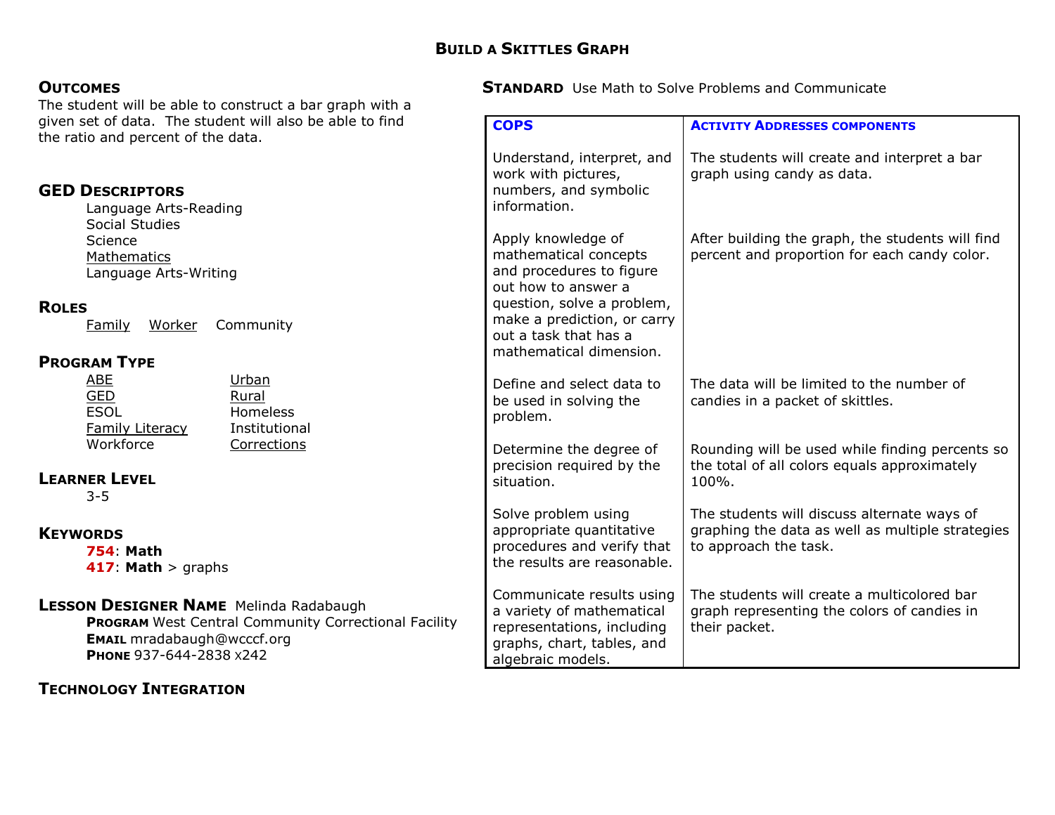# BUILD A SKITTLES GRAPH

## OUTCOMES

The student will be able to construct a bar graph with a given set of data. The student will also be able to find the ratio and percent of the data.

## GED DESCRIPTORS

Language Arts-Reading
Social Studies
Science
<u>Mathematics</u>
Language Arts-Writing

## ROLES

<u>Family</u> <u>Worker</u> Community

## PROGRAM TYPE

| | |
|---|---|
| <u>ABE</u> | <u>Urban</u> |
| <u>GED</u> | <u>Rural</u> |
| ESOL | Homeless |
| <u>Family Literacy</u> | Institutional |
| Workforce | <u>Corrections</u> |

## LEARNER LEVEL

3-5

## KEYWORDS

**754**: **Math**
**417**: **Math** > graphs

## LESSON DESIGNER NAME Melinda Radabaugh

**PROGRAM** West Central Community Correctional Facility
**EMAIL** mradabaugh@wcccf.org
**PHONE** 937-644-2838 x242

## TECHNOLOGY INTEGRATION

## STANDARD Use Math to Solve Problems and Communicate

| COPS | ACTIVITY ADDRESSES COMPONENTS |
|---|---|
| Understand, interpret, and work with pictures, numbers, and symbolic information. | The students will create and interpret a bar graph using candy as data. |
| Apply knowledge of mathematical concepts and procedures to figure out how to answer a question, solve a problem, make a prediction, or carry out a task that has a mathematical dimension. | After building the graph, the students will find percent and proportion for each candy color. |
| Define and select data to be used in solving the problem. | The data will be limited to the number of candies in a packet of skittles. |
| Determine the degree of precision required by the situation. | Rounding will be used while finding percents so the total of all colors equals approximately 100%. |
| Solve problem using appropriate quantitative procedures and verify that the results are reasonable. | The students will discuss alternate ways of graphing the data as well as multiple strategies to approach the task. |
| Communicate results using a variety of mathematical representations, including graphs, chart, tables, and algebraic models. | The students will create a multicolored bar graph representing the colors of candies in their packet. |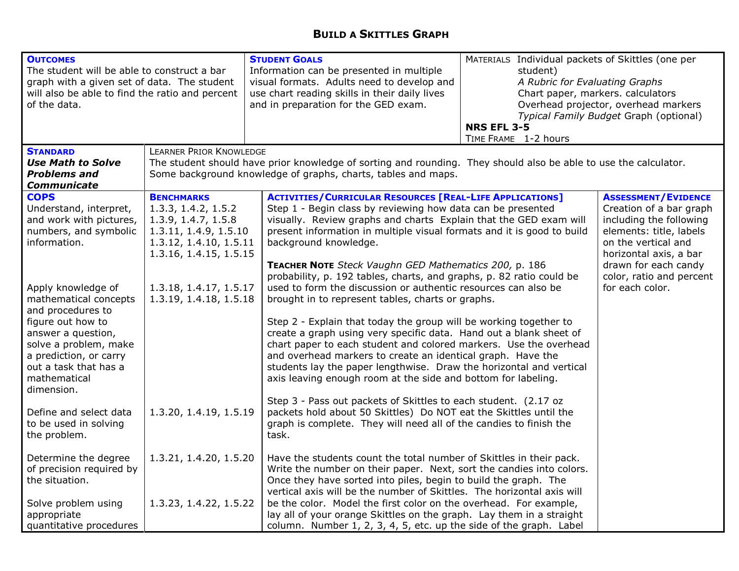## BUILD A SKITTLES GRAPH

| **OUTCOMES** | | **STUDENT GOALS** | MATERIALS |
|---|---|---|---|
| The student will be able to construct a bar graph with a given set of data. The student will also be able to find the ratio and percent of the data. | | Information can be presented in multiple visual formats. Adults need to develop and use chart reading skills in their daily lives and in preparation for the GED exam. | Individual packets of Skittles (one per student)<br>*A Rubric for Evaluating Graphs*<br>Chart paper, markers. calculators<br>Overhead projector, overhead markers<br>*Typical Family Budget* Graph (optional)<br>**NRS EFL 3-5**<br>TIME FRAME 1-2 hours |

| **STANDARD** | LEARNER PRIOR KNOWLEDGE |
|---|---|
| ***Use Math to Solve Problems and Communicate*** | The student should have prior knowledge of sorting and rounding. They should also be able to use the calculator. Some background knowledge of graphs, charts, tables and maps. |

| **COPS** | **BENCHMARKS** | **ACTIVITIES/CURRICULAR RESOURCES [REAL-LIFE APPLICATIONS]** | **ASSESSMENT/EVIDENCE** |
|---|---|---|---|
| Understand, interpret, and work with pictures, numbers, and symbolic information.<br><br>Apply knowledge of mathematical concepts and procedures to figure out how to answer a question, solve a problem, make a prediction, or carry out a task that has a mathematical dimension.<br><br>Define and select data to be used in solving the problem.<br><br>Determine the degree of precision required by the situation.<br><br>Solve problem using appropriate quantitative procedures | 1.3.3, 1.4.2, 1.5.2<br>1.3.9, 1.4.7, 1.5.8<br>1.3.11, 1.4.9, 1.5.10<br>1.3.12, 1.4.10, 1.5.11<br>1.3.16, 1.4.15, 1.5.15<br><br>1.3.18, 1.4.17, 1.5.17<br>1.3.19, 1.4.18, 1.5.18<br><br>1.3.20, 1.4.19, 1.5.19<br><br>1.3.21, 1.4.20, 1.5.20<br><br>1.3.23, 1.4.22, 1.5.22 | Step 1 - Begin class by reviewing how data can be presented visually. Review graphs and charts Explain that the GED exam will present information in multiple visual formats and it is good to build background knowledge.<br><br>**TEACHER NOTE** *Steck Vaughn GED Mathematics 200,* p. 186 probability, p. 192 tables, charts, and graphs, p. 82 ratio could be used to form the discussion or authentic resources can also be brought in to represent tables, charts or graphs.<br><br>Step 2 - Explain that today the group will be working together to create a graph using very specific data. Hand out a blank sheet of chart paper to each student and colored markers. Use the overhead and overhead markers to create an identical graph. Have the students lay the paper lengthwise. Draw the horizontal and vertical axis leaving enough room at the side and bottom for labeling.<br><br>Step 3 - Pass out packets of Skittles to each student. (2.17 oz packets hold about 50 Skittles) Do NOT eat the Skittles until the graph is complete. They will need all of the candies to finish the task.<br><br>Have the students count the total number of Skittles in their pack. Write the number on their paper. Next, sort the candies into colors. Once they have sorted into piles, begin to build the graph. The vertical axis will be the number of Skittles. The horizontal axis will be the color. Model the first color on the overhead. For example, lay all of your orange Skittles on the graph. Lay them in a straight column. Number 1, 2, 3, 4, 5, etc. up the side of the graph. Label | Creation of a bar graph including the following elements: title, labels on the vertical and horizontal axis, a bar drawn for each candy color, ratio and percent for each color. |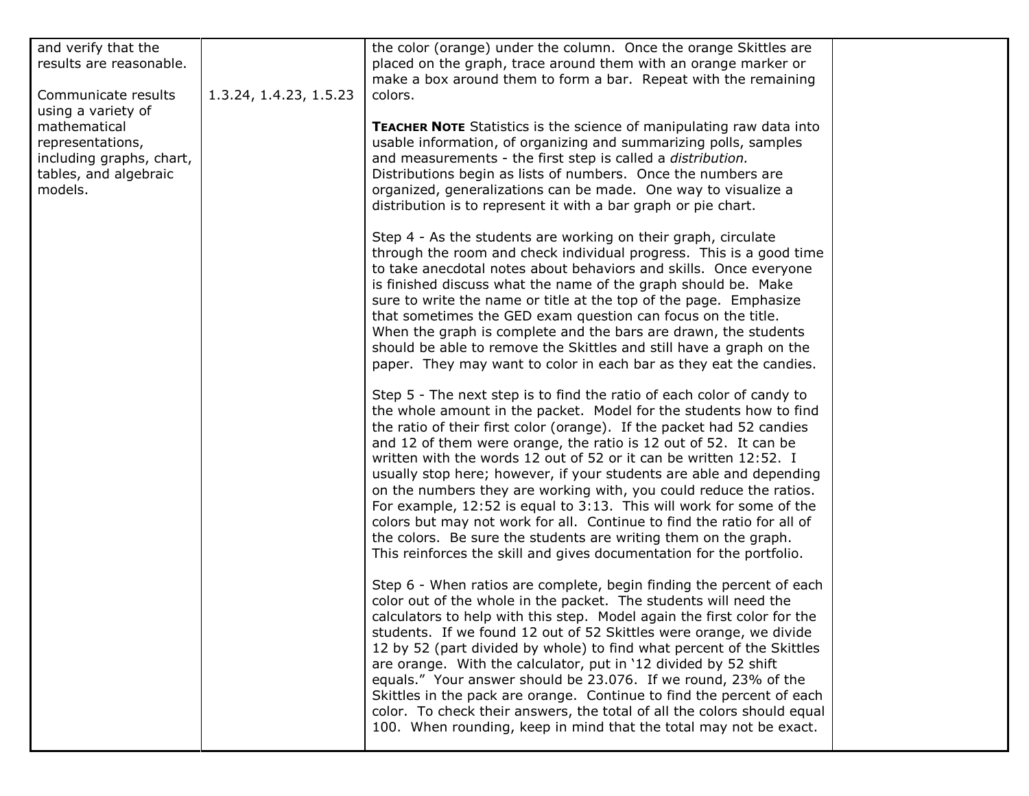| | | | |
|---|---|---|---|
| and verify that the results are reasonable.<br><br>Communicate results using a variety of mathematical representations, including graphs, chart, tables, and algebraic models. | <br><br><br>1.3.24, 1.4.23, 1.5.23 | the color (orange) under the column. Once the orange Skittles are placed on the graph, trace around them with an orange marker or make a box around them to form a bar. Repeat with the remaining colors.<br><br>**TEACHER NOTE** Statistics is the science of manipulating raw data into usable information, of organizing and summarizing polls, samples and measurements - the first step is called a *distribution.* Distributions begin as lists of numbers. Once the numbers are organized, generalizations can be made. One way to visualize a distribution is to represent it with a bar graph or pie chart.<br><br>Step 4 - As the students are working on their graph, circulate through the room and check individual progress. This is a good time to take anecdotal notes about behaviors and skills. Once everyone is finished discuss what the name of the graph should be. Make sure to write the name or title at the top of the page. Emphasize that sometimes the GED exam question can focus on the title. When the graph is complete and the bars are drawn, the students should be able to remove the Skittles and still have a graph on the paper. They may want to color in each bar as they eat the candies.<br><br>Step 5 - The next step is to find the ratio of each color of candy to the whole amount in the packet. Model for the students how to find the ratio of their first color (orange). If the packet had 52 candies and 12 of them were orange, the ratio is 12 out of 52. It can be written with the words 12 out of 52 or it can be written 12:52. I usually stop here; however, if your students are able and depending on the numbers they are working with, you could reduce the ratios. For example, 12:52 is equal to 3:13. This will work for some of the colors but may not work for all. Continue to find the ratio for all of the colors. Be sure the students are writing them on the graph. This reinforces the skill and gives documentation for the portfolio.<br><br>Step 6 - When ratios are complete, begin finding the percent of each color out of the whole in the packet. The students will need the calculators to help with this step. Model again the first color for the students. If we found 12 out of 52 Skittles were orange, we divide 12 by 52 (part divided by whole) to find what percent of the Skittles are orange. With the calculator, put in '12 divided by 52 shift equals." Your answer should be 23.076. If we round, 23% of the Skittles in the pack are orange. Continue to find the percent of each color. To check their answers, the total of all the colors should equal 100. When rounding, keep in mind that the total may not be exact. | |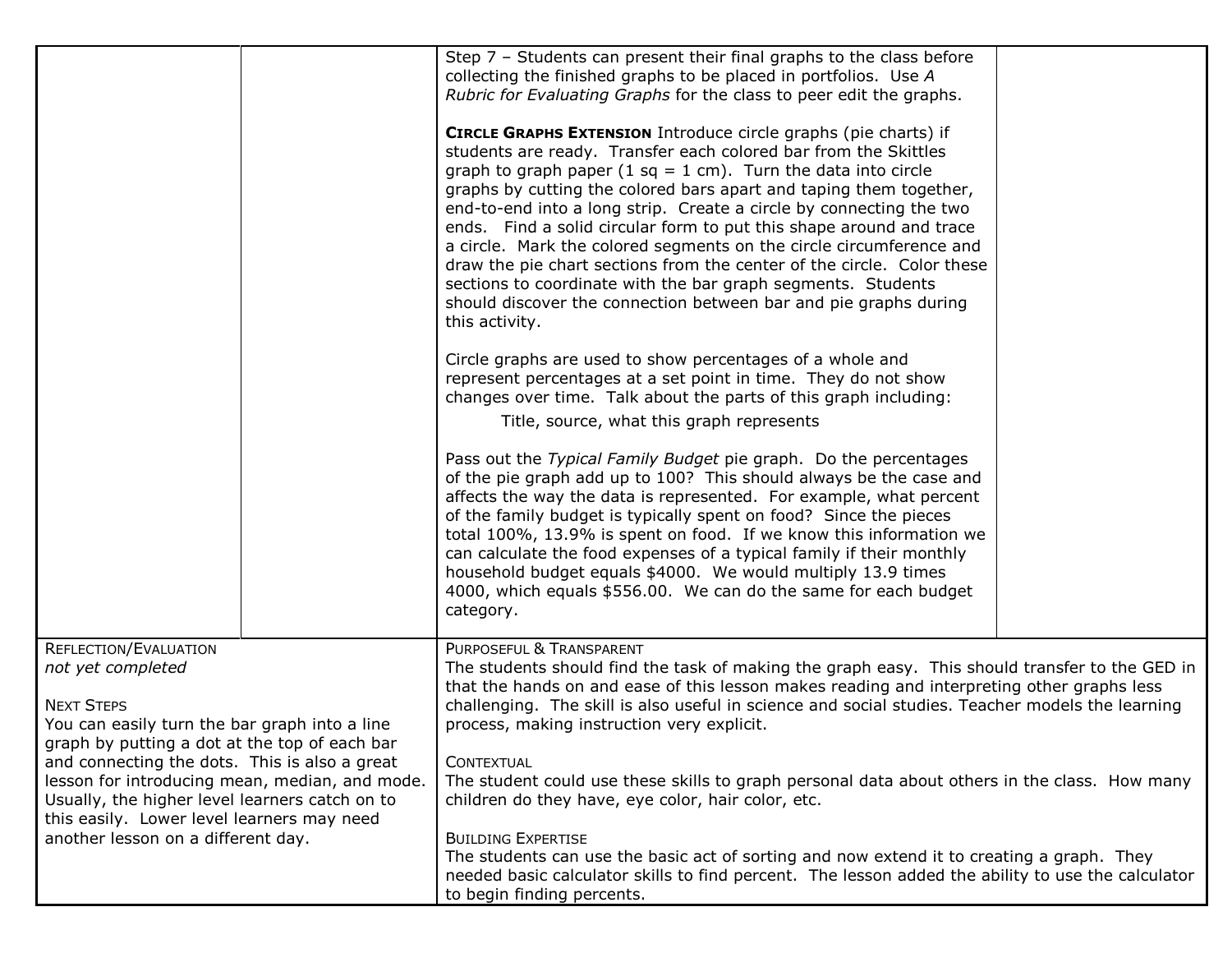| | | | |
|---|---|---|---|
| | | Step 7 – Students can present their final graphs to the class before collecting the finished graphs to be placed in portfolios. Use *A Rubric for Evaluating Graphs* for the class to peer edit the graphs.<br><br>**CIRCLE GRAPHS EXTENSION** Introduce circle graphs (pie charts) if students are ready. Transfer each colored bar from the Skittles graph to graph paper (1 sq = 1 cm). Turn the data into circle graphs by cutting the colored bars apart and taping them together, end-to-end into a long strip. Create a circle by connecting the two ends. Find a solid circular form to put this shape around and trace a circle. Mark the colored segments on the circle circumference and draw the pie chart sections from the center of the circle. Color these sections to coordinate with the bar graph segments. Students should discover the connection between bar and pie graphs during this activity.<br><br>Circle graphs are used to show percentages of a whole and represent percentages at a set point in time. They do not show changes over time. Talk about the parts of this graph including:<br>Title, source, what this graph represents<br><br>Pass out the *Typical Family Budget* pie graph. Do the percentages of the pie graph add up to 100? This should always be the case and affects the way the data is represented. For example, what percent of the family budget is typically spent on food? Since the pieces total 100%, 13.9% is spent on food. If we know this information we can calculate the food expenses of a typical family if their monthly household budget equals $4000. We would multiply 13.9 times 4000, which equals $556.00. We can do the same for each budget category. | |
| REFLECTION/EVALUATION<br>*not yet completed*<br><br>NEXT STEPS<br>You can easily turn the bar graph into a line graph by putting a dot at the top of each bar and connecting the dots. This is also a great lesson for introducing mean, median, and mode. Usually, the higher level learners catch on to this easily. Lower level learners may need another lesson on a different day. | | PURPOSEFUL & TRANSPARENT<br>The students should find the task of making the graph easy. This should transfer to the GED in that the hands on and ease of this lesson makes reading and interpreting other graphs less challenging. The skill is also useful in science and social studies. Teacher models the learning process, making instruction very explicit.<br><br>CONTEXTUAL<br>The student could use these skills to graph personal data about others in the class. How many children do they have, eye color, hair color, etc.<br><br>BUILDING EXPERTISE<br>The students can use the basic act of sorting and now extend it to creating a graph. They needed basic calculator skills to find percent. The lesson added the ability to use the calculator to begin finding percents. | |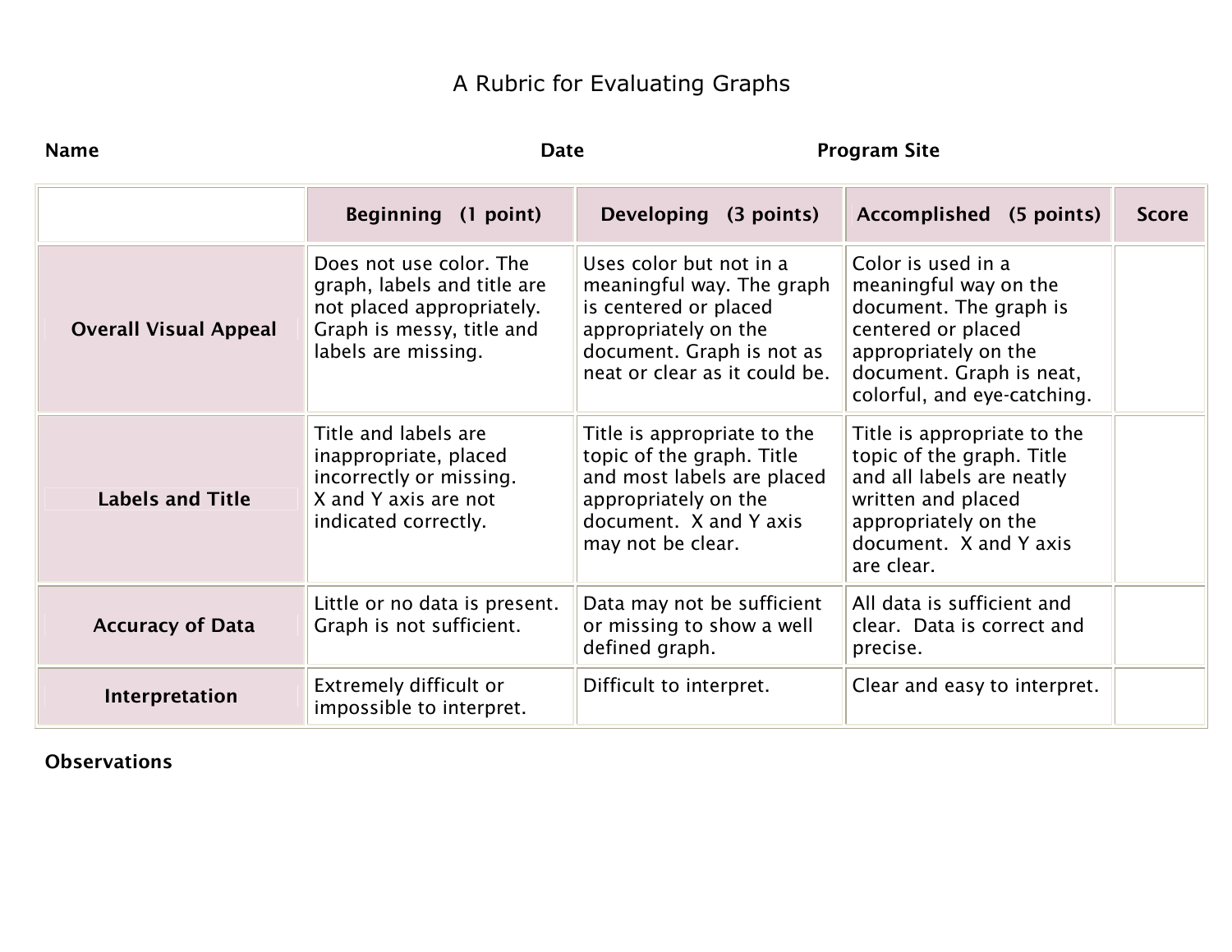# A Rubric for Evaluating Graphs

**Name** **Date** **Program Site**

| | Beginning (1 point) | Developing (3 points) | Accomplished (5 points) | Score |
|---|---|---|---|---|
| **Overall Visual Appeal** | Does not use color. The graph, labels and title are not placed appropriately. Graph is messy, title and labels are missing. | Uses color but not in a meaningful way. The graph is centered or placed appropriately on the document. Graph is not as neat or clear as it could be. | Color is used in a meaningful way on the document. The graph is centered or placed appropriately on the document. Graph is neat, colorful, and eye-catching. | |
| **Labels and Title** | Title and labels are inappropriate, placed incorrectly or missing. X and Y axis are not indicated correctly. | Title is appropriate to the topic of the graph. Title and most labels are placed appropriately on the document. X and Y axis may not be clear. | Title is appropriate to the topic of the graph. Title and all labels are neatly written and placed appropriately on the document. X and Y axis are clear. | |
| **Accuracy of Data** | Little or no data is present. Graph is not sufficient. | Data may not be sufficient or missing to show a well defined graph. | All data is sufficient and clear. Data is correct and precise. | |
| **Interpretation** | Extremely difficult or impossible to interpret. | Difficult to interpret. | Clear and easy to interpret. | |

**Observations**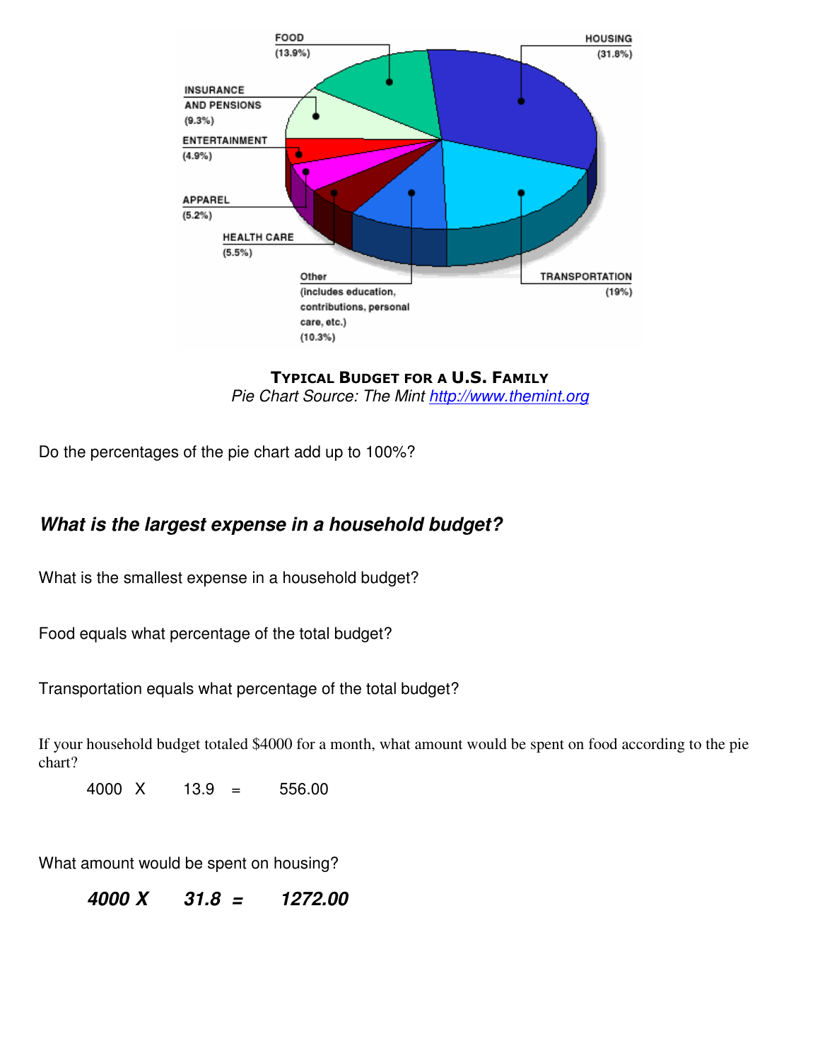FOOD
(13.9%)

HOUSING
(31.8%)

INSURANCE
AND PENSIONS
(9.3%)

ENTERTAINMENT
(4.9%)

APPAREL
(5.2%)

HEALTH CARE
(5.5%)

Other
(includes education,
contributions, personal
care, etc.)
(10.3%)

TRANSPORTATION
(19%)

**TYPICAL BUDGET FOR A U.S. FAMILY**

*Pie Chart Source: The Mint [http://www.themint.org](http://www.themint.org)*

Do the percentages of the pie chart add up to 100%?

***What is the largest expense in a household budget?***

What is the smallest expense in a household budget?

Food equals what percentage of the total budget?

Transportation equals what percentage of the total budget?

If your household budget totaled $4000 for a month, what amount would be spent on food according to the pie chart?

4000 X 13.9 = 556.00

What amount would be spent on housing?

***4000 X 31.8 = 1272.00***